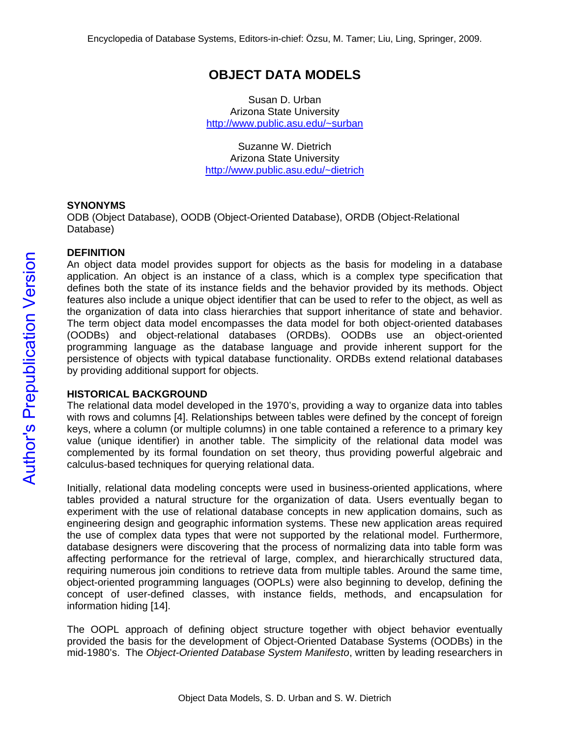Encyclopedia of Database Systems, Editors-in-chief: Özsu, M. Tamer; Liu, Ling, Springer, 2009.

# OBJECT DATA MODELS

Susan D. Urban
Arizona State University
http://www.public.asu.edu/~surban

Suzanne W. Dietrich
Arizona State University
http://www.public.asu.edu/~dietrich

## SYNONYMS

ODB (Object Database), OODB (Object-Oriented Database), ORDB (Object-Relational Database)

## DEFINITION

An object data model provides support for objects as the basis for modeling in a database application. An object is an instance of a class, which is a complex type specification that defines both the state of its instance fields and the behavior provided by its methods. Object features also include a unique object identifier that can be used to refer to the object, as well as the organization of data into class hierarchies that support inheritance of state and behavior. The term object data model encompasses the data model for both object-oriented databases (OODBs) and object-relational databases (ORDBs). OODBs use an object-oriented programming language as the database language and provide inherent support for the persistence of objects with typical database functionality. ORDBs extend relational databases by providing additional support for objects.

## HISTORICAL BACKGROUND

The relational data model developed in the 1970's, providing a way to organize data into tables with rows and columns [4]. Relationships between tables were defined by the concept of foreign keys, where a column (or multiple columns) in one table contained a reference to a primary key value (unique identifier) in another table. The simplicity of the relational data model was complemented by its formal foundation on set theory, thus providing powerful algebraic and calculus-based techniques for querying relational data.

Initially, relational data modeling concepts were used in business-oriented applications, where tables provided a natural structure for the organization of data. Users eventually began to experiment with the use of relational database concepts in new application domains, such as engineering design and geographic information systems. These new application areas required the use of complex data types that were not supported by the relational model. Furthermore, database designers were discovering that the process of normalizing data into table form was affecting performance for the retrieval of large, complex, and hierarchically structured data, requiring numerous join conditions to retrieve data from multiple tables. Around the same time, object-oriented programming languages (OOPLs) were also beginning to develop, defining the concept of user-defined classes, with instance fields, methods, and encapsulation for information hiding [14].

The OOPL approach of defining object structure together with object behavior eventually provided the basis for the development of Object-Oriented Database Systems (OODBs) in the mid-1980's. The *Object-Oriented Database System Manifesto*, written by leading researchers in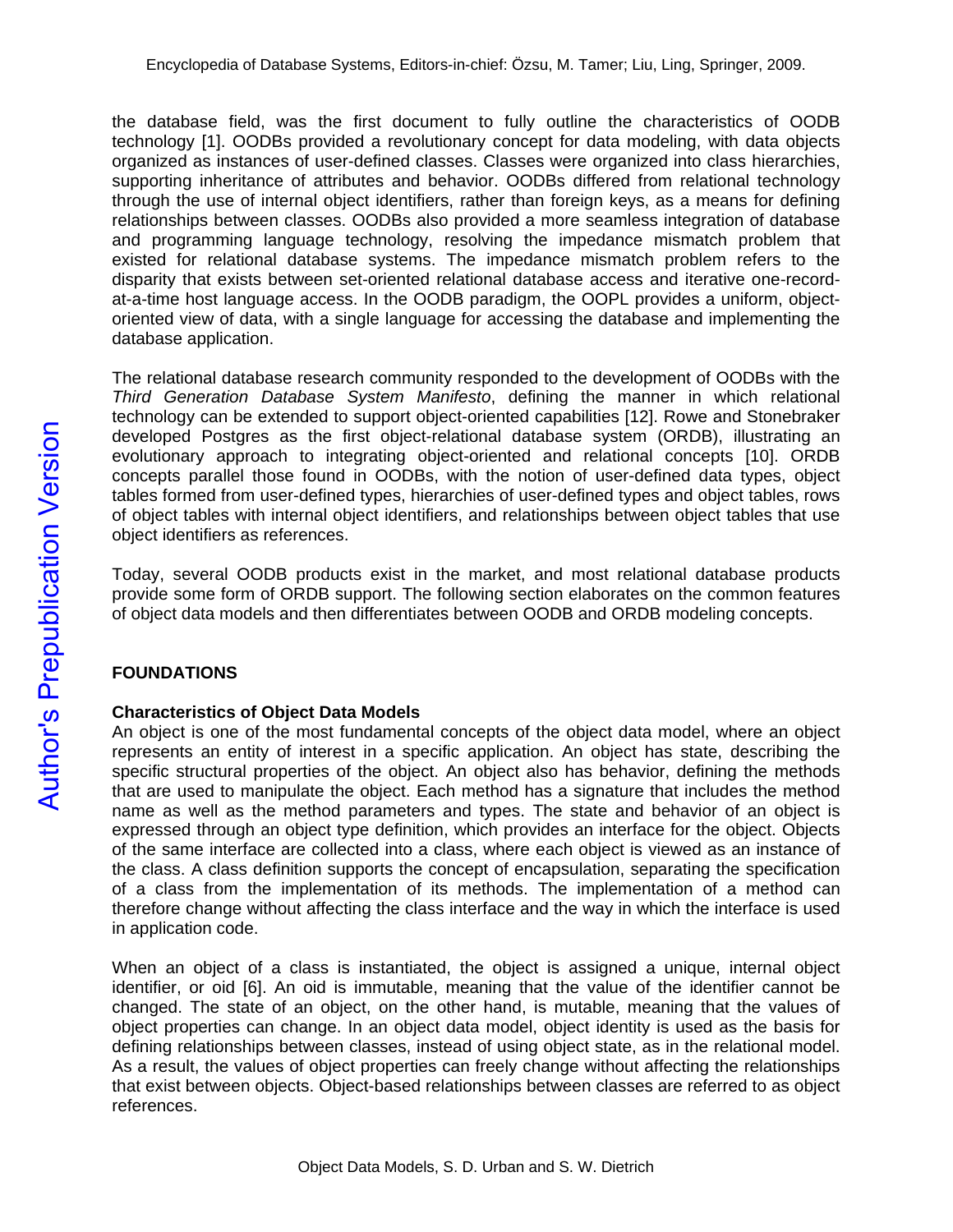the database field, was the first document to fully outline the characteristics of OODB technology [1]. OODBs provided a revolutionary concept for data modeling, with data objects organized as instances of user-defined classes. Classes were organized into class hierarchies, supporting inheritance of attributes and behavior. OODBs differed from relational technology through the use of internal object identifiers, rather than foreign keys, as a means for defining relationships between classes. OODBs also provided a more seamless integration of database and programming language technology, resolving the impedance mismatch problem that existed for relational database systems. The impedance mismatch problem refers to the disparity that exists between set-oriented relational database access and iterative one-record-at-a-time host language access. In the OODB paradigm, the OOPL provides a uniform, object-oriented view of data, with a single language for accessing the database and implementing the database application.

The relational database research community responded to the development of OODBs with the *Third Generation Database System Manifesto*, defining the manner in which relational technology can be extended to support object-oriented capabilities [12]. Rowe and Stonebraker developed Postgres as the first object-relational database system (ORDB), illustrating an evolutionary approach to integrating object-oriented and relational concepts [10]. ORDB concepts parallel those found in OODBs, with the notion of user-defined data types, object tables formed from user-defined types, hierarchies of user-defined types and object tables, rows of object tables with internal object identifiers, and relationships between object tables that use object identifiers as references.

Today, several OODB products exist in the market, and most relational database products provide some form of ORDB support. The following section elaborates on the common features of object data models and then differentiates between OODB and ORDB modeling concepts.

## FOUNDATIONS

### Characteristics of Object Data Models

An object is one of the most fundamental concepts of the object data model, where an object represents an entity of interest in a specific application. An object has state, describing the specific structural properties of the object. An object also has behavior, defining the methods that are used to manipulate the object. Each method has a signature that includes the method name as well as the method parameters and types. The state and behavior of an object is expressed through an object type definition, which provides an interface for the object. Objects of the same interface are collected into a class, where each object is viewed as an instance of the class. A class definition supports the concept of encapsulation, separating the specification of a class from the implementation of its methods. The implementation of a method can therefore change without affecting the class interface and the way in which the interface is used in application code.

When an object of a class is instantiated, the object is assigned a unique, internal object identifier, or oid [6]. An oid is immutable, meaning that the value of the identifier cannot be changed. The state of an object, on the other hand, is mutable, meaning that the values of object properties can change. In an object data model, object identity is used as the basis for defining relationships between classes, instead of using object state, as in the relational model. As a result, the values of object properties can freely change without affecting the relationships that exist between objects. Object-based relationships between classes are referred to as object references.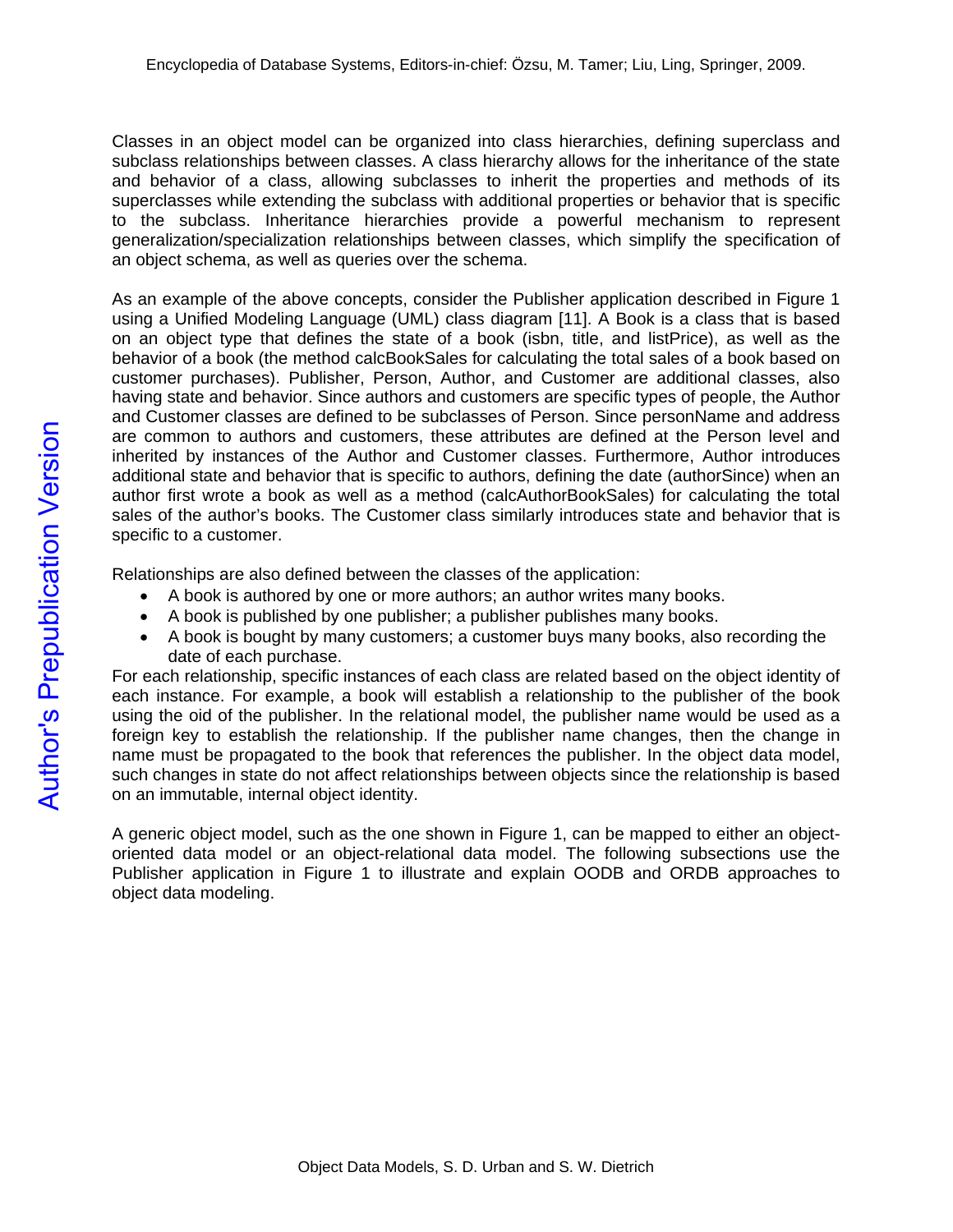Classes in an object model can be organized into class hierarchies, defining superclass and subclass relationships between classes. A class hierarchy allows for the inheritance of the state and behavior of a class, allowing subclasses to inherit the properties and methods of its superclasses while extending the subclass with additional properties or behavior that is specific to the subclass. Inheritance hierarchies provide a powerful mechanism to represent generalization/specialization relationships between classes, which simplify the specification of an object schema, as well as queries over the schema.

As an example of the above concepts, consider the Publisher application described in Figure 1 using a Unified Modeling Language (UML) class diagram [11]. A Book is a class that is based on an object type that defines the state of a book (isbn, title, and listPrice), as well as the behavior of a book (the method calcBookSales for calculating the total sales of a book based on customer purchases). Publisher, Person, Author, and Customer are additional classes, also having state and behavior. Since authors and customers are specific types of people, the Author and Customer classes are defined to be subclasses of Person. Since personName and address are common to authors and customers, these attributes are defined at the Person level and inherited by instances of the Author and Customer classes. Furthermore, Author introduces additional state and behavior that is specific to authors, defining the date (authorSince) when an author first wrote a book as well as a method (calcAuthorBookSales) for calculating the total sales of the author's books. The Customer class similarly introduces state and behavior that is specific to a customer.

Relationships are also defined between the classes of the application:

- A book is authored by one or more authors; an author writes many books.
- A book is published by one publisher; a publisher publishes many books.
- A book is bought by many customers; a customer buys many books, also recording the date of each purchase.

For each relationship, specific instances of each class are related based on the object identity of each instance. For example, a book will establish a relationship to the publisher of the book using the oid of the publisher. In the relational model, the publisher name would be used as a foreign key to establish the relationship. If the publisher name changes, then the change in name must be propagated to the book that references the publisher. In the object data model, such changes in state do not affect relationships between objects since the relationship is based on an immutable, internal object identity.

A generic object model, such as the one shown in Figure 1, can be mapped to either an object-oriented data model or an object-relational data model. The following subsections use the Publisher application in Figure 1 to illustrate and explain OODB and ORDB approaches to object data modeling.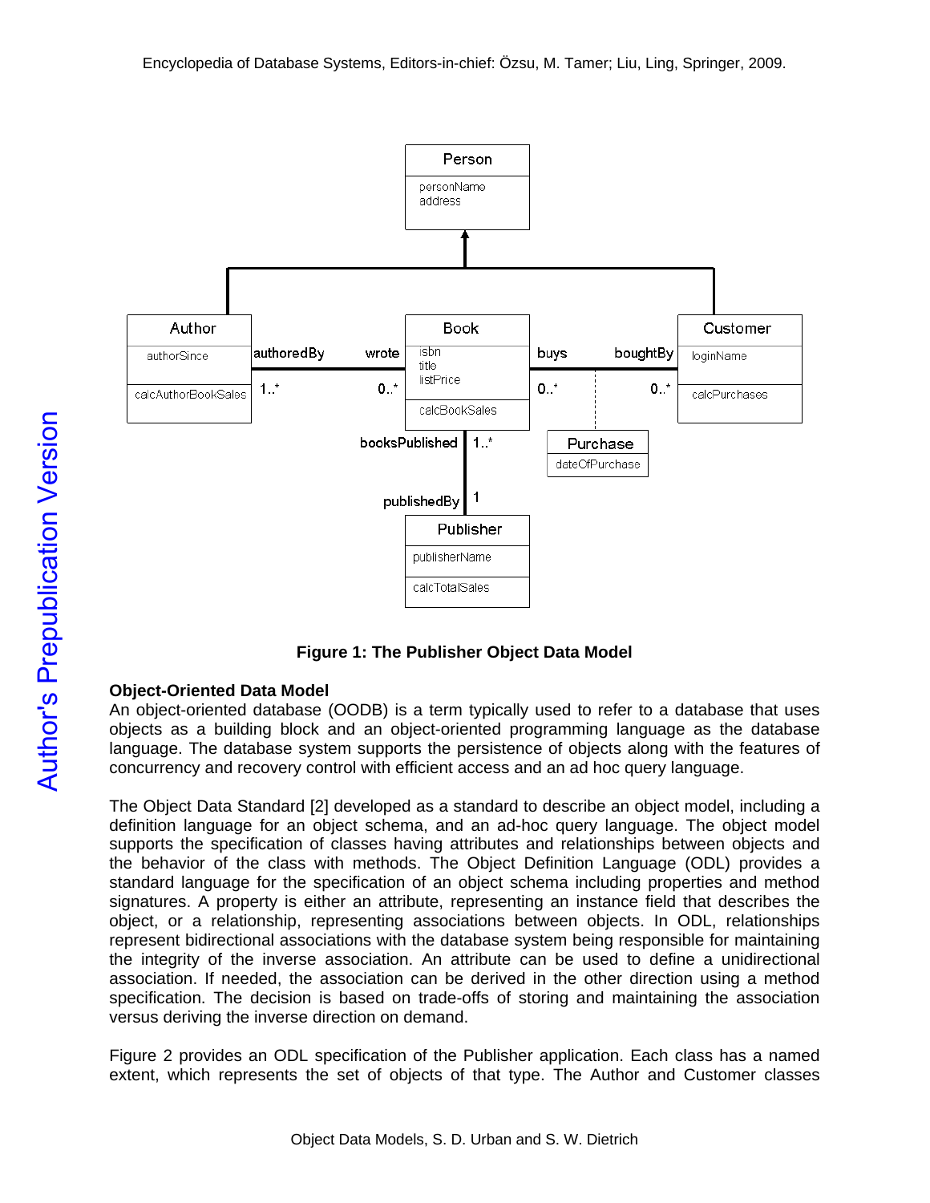Person
personName
address

Author
authorSince
calcAuthorBookSales

Book
isbn
title
listPrice
calcBookSales

Customer
loginName
calcPurchases

Purchase
dateOfPurchase

Publisher
publisherName
calcTotalSales

authoredBy
wrote
1..*
0..*
buys
boughtBy
0..*
0..*
booksPublished
1..*
publishedBy
1

**Figure 1: The Publisher Object Data Model**

**Object-Oriented Data Model**

An object-oriented database (OODB) is a term typically used to refer to a database that uses objects as a building block and an object-oriented programming language as the database language. The database system supports the persistence of objects along with the features of concurrency and recovery control with efficient access and an ad hoc query language.

The Object Data Standard [2] developed as a standard to describe an object model, including a definition language for an object schema, and an ad-hoc query language. The object model supports the specification of classes having attributes and relationships between objects and the behavior of the class with methods. The Object Definition Language (ODL) provides a standard language for the specification of an object schema including properties and method signatures. A property is either an attribute, representing an instance field that describes the object, or a relationship, representing associations between objects. In ODL, relationships represent bidirectional associations with the database system being responsible for maintaining the integrity of the inverse association. An attribute can be used to define a unidirectional association. If needed, the association can be derived in the other direction using a method specification. The decision is based on trade-offs of storing and maintaining the association versus deriving the inverse direction on demand.

Figure 2 provides an ODL specification of the Publisher application. Each class has a named extent, which represents the set of objects of that type. The Author and Customer classes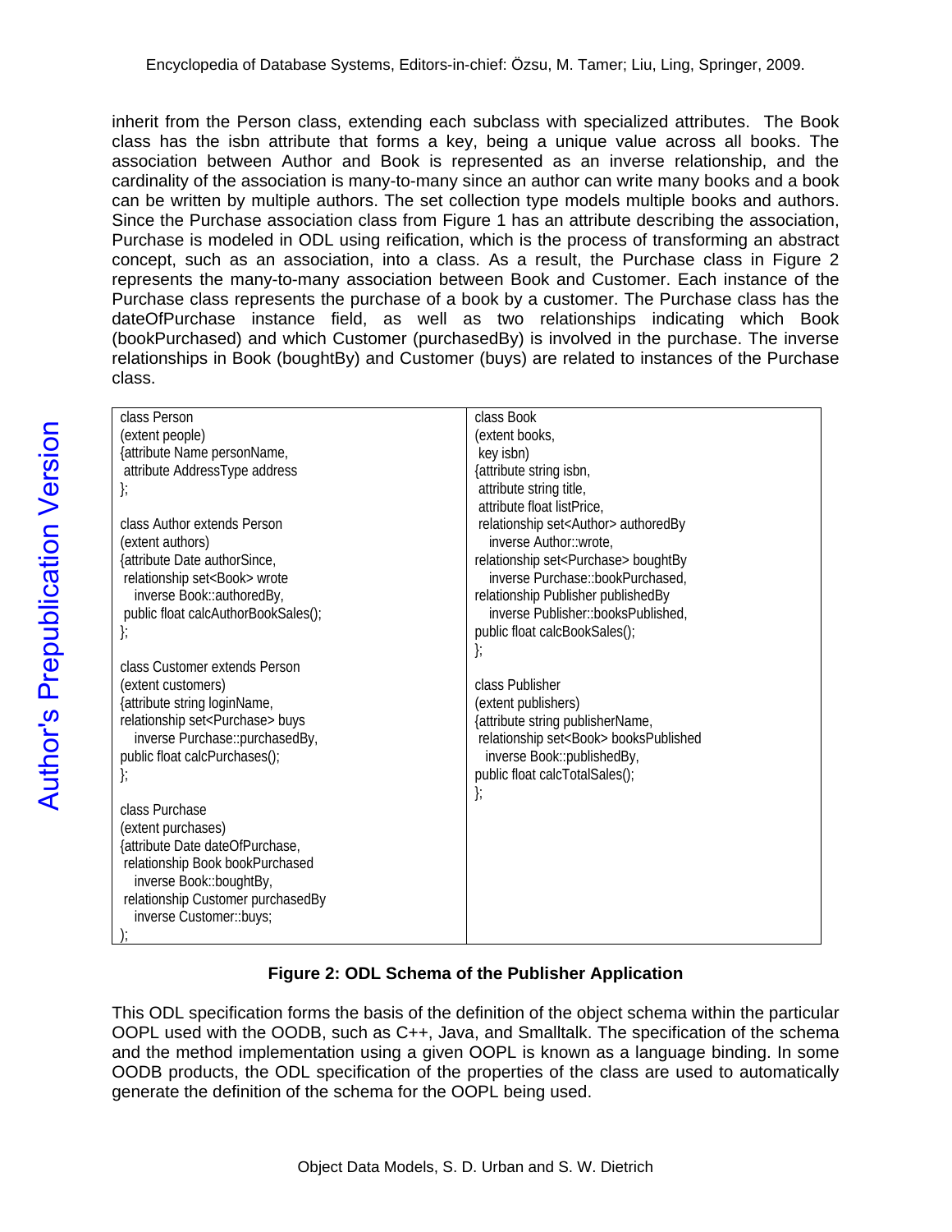inherit from the Person class, extending each subclass with specialized attributes. The Book class has the isbn attribute that forms a key, being a unique value across all books. The association between Author and Book is represented as an inverse relationship, and the cardinality of the association is many-to-many since an author can write many books and a book can be written by multiple authors. The set collection type models multiple books and authors. Since the Purchase association class from Figure 1 has an attribute describing the association, Purchase is modeled in ODL using reification, which is the process of transforming an abstract concept, such as an association, into a class. As a result, the Purchase class in Figure 2 represents the many-to-many association between Book and Customer. Each instance of the Purchase class represents the purchase of a book by a customer. The Purchase class has the dateOfPurchase instance field, as well as two relationships indicating which Book (bookPurchased) and which Customer (purchasedBy) is involved in the purchase. The inverse relationships in Book (boughtBy) and Customer (buys) are related to instances of the Purchase class.

```
class Person
(extent people)
{attribute Name personName,
 attribute AddressType address
};

class Author extends Person
(extent authors)
{attribute Date authorSince,
 relationship set<Book> wrote
    inverse Book::authoredBy,
 public float calcAuthorBookSales();
};

class Customer extends Person
(extent customers)
{attribute string loginName,
relationship set<Purchase> buys
    inverse Purchase::purchasedBy,
public float calcPurchases();
};

class Purchase
(extent purchases)
{attribute Date dateOfPurchase,
 relationship Book bookPurchased
    inverse Book::boughtBy,
 relationship Customer purchasedBy
    inverse Customer::buys;
);
```

```
class Book
(extent books,
 key isbn)
{attribute string isbn,
 attribute string title,
 attribute float listPrice,
 relationship set<Author> authoredBy
    inverse Author::wrote,
relationship set<Purchase> boughtBy
    inverse Purchase::bookPurchased,
relationship Publisher publishedBy
    inverse Publisher::booksPublished,
public float calcBookSales();
};

class Publisher
(extent publishers)
{attribute string publisherName,
 relationship set<Book> booksPublished
   inverse Book::publishedBy,
public float calcTotalSales();
};
```

**Figure 2: ODL Schema of the Publisher Application**

This ODL specification forms the basis of the definition of the object schema within the particular OOPL used with the OODB, such as C++, Java, and Smalltalk. The specification of the schema and the method implementation using a given OOPL is known as a language binding. In some OODB products, the ODL specification of the properties of the class are used to automatically generate the definition of the schema for the OOPL being used.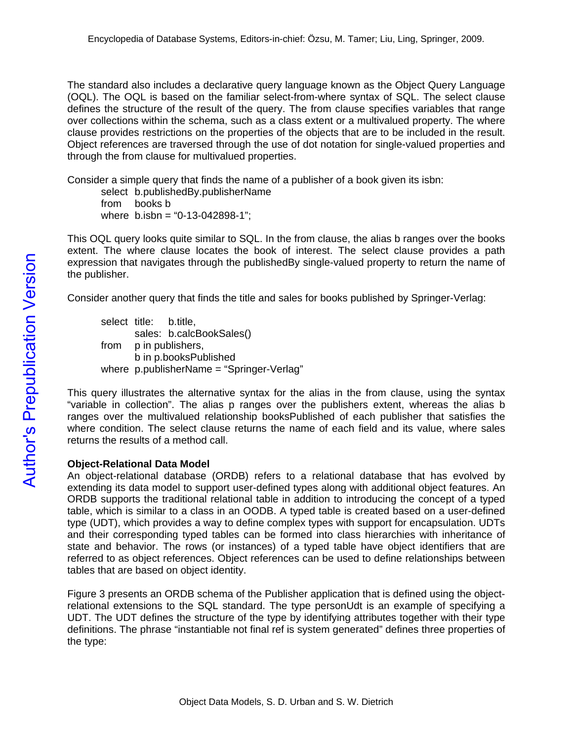The standard also includes a declarative query language known as the Object Query Language (OQL). The OQL is based on the familiar select-from-where syntax of SQL. The select clause defines the structure of the result of the query. The from clause specifies variables that range over collections within the schema, such as a class extent or a multivalued property. The where clause provides restrictions on the properties of the objects that are to be included in the result. Object references are traversed through the use of dot notation for single-valued properties and through the from clause for multivalued properties.

Consider a simple query that finds the name of a publisher of a book given its isbn:

```
select  b.publishedBy.publisherName
from    books b
where   b.isbn = "0-13-042898-1";
```

This OQL query looks quite similar to SQL. In the from clause, the alias b ranges over the books extent. The where clause locates the book of interest. The select clause provides a path expression that navigates through the publishedBy single-valued property to return the name of the publisher.

Consider another query that finds the title and sales for books published by Springer-Verlag:

```
select  title:   b.title,
        sales:  b.calcBookSales()
from    p in publishers,
        b in p.booksPublished
where   p.publisherName = "Springer-Verlag"
```

This query illustrates the alternative syntax for the alias in the from clause, using the syntax "variable in collection". The alias p ranges over the publishers extent, whereas the alias b ranges over the multivalued relationship booksPublished of each publisher that satisfies the where condition. The select clause returns the name of each field and its value, where sales returns the results of a method call.

**Object-Relational Data Model**

An object-relational database (ORDB) refers to a relational database that has evolved by extending its data model to support user-defined types along with additional object features. An ORDB supports the traditional relational table in addition to introducing the concept of a typed table, which is similar to a class in an OODB. A typed table is created based on a user-defined type (UDT), which provides a way to define complex types with support for encapsulation. UDTs and their corresponding typed tables can be formed into class hierarchies with inheritance of state and behavior. The rows (or instances) of a typed table have object identifiers that are referred to as object references. Object references can be used to define relationships between tables that are based on object identity.

Figure 3 presents an ORDB schema of the Publisher application that is defined using the object-relational extensions to the SQL standard. The type personUdt is an example of specifying a UDT. The UDT defines the structure of the type by identifying attributes together with their type definitions. The phrase "instantiable not final ref is system generated" defines three properties of the type: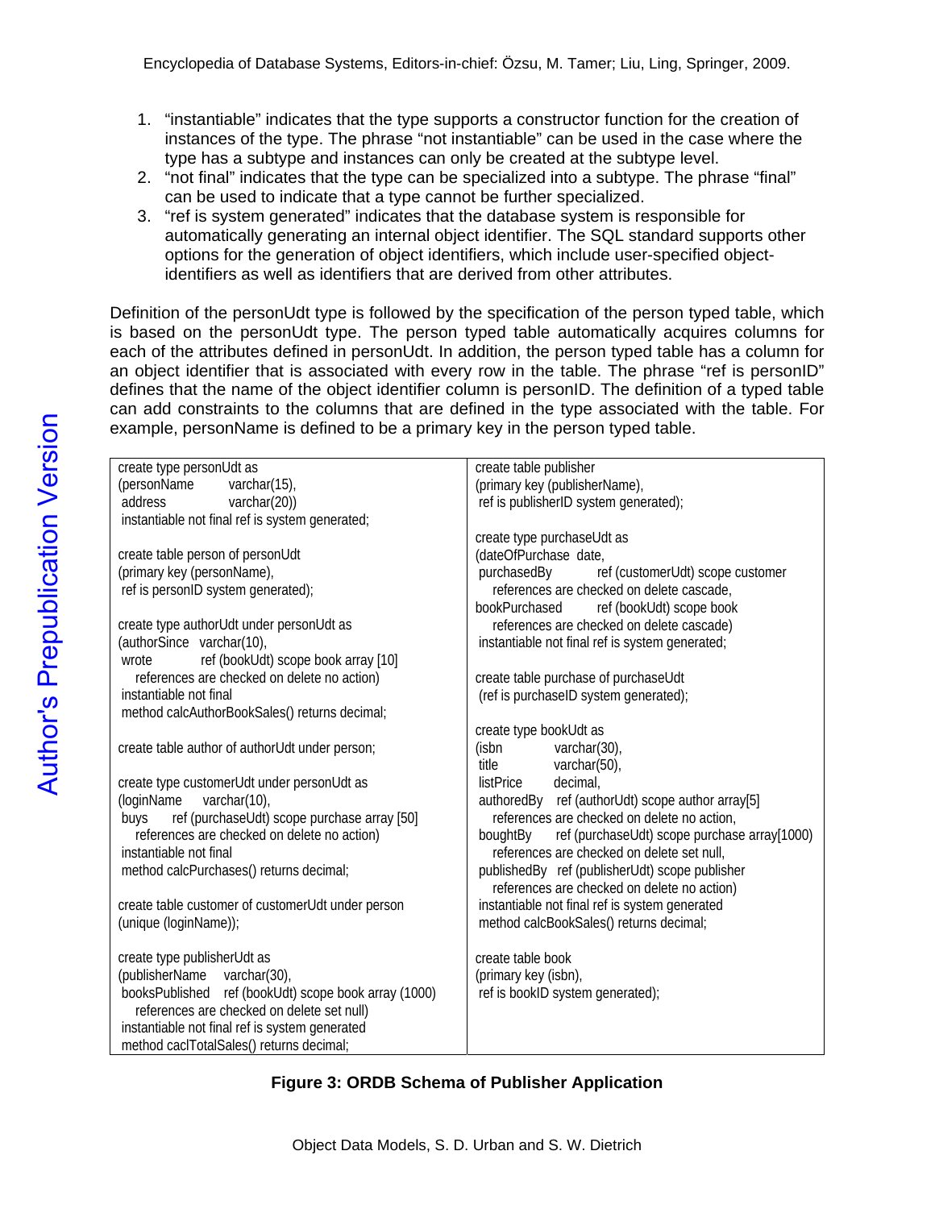1. "instantiable" indicates that the type supports a constructor function for the creation of instances of the type. The phrase "not instantiable" can be used in the case where the type has a subtype and instances can only be created at the subtype level.
2. "not final" indicates that the type can be specialized into a subtype. The phrase "final" can be used to indicate that a type cannot be further specialized.
3. "ref is system generated" indicates that the database system is responsible for automatically generating an internal object identifier. The SQL standard supports other options for the generation of object identifiers, which include user-specified object-identifiers as well as identifiers that are derived from other attributes.

Definition of the personUdt type is followed by the specification of the person typed table, which is based on the personUdt type. The person typed table automatically acquires columns for each of the attributes defined in personUdt. In addition, the person typed table has a column for an object identifier that is associated with every row in the table. The phrase "ref is personID" defines that the name of the object identifier column is personID. The definition of a typed table can add constraints to the columns that are defined in the type associated with the table. For example, personName is defined to be a primary key in the person typed table.

```
create type personUdt as
(personName        varchar(15),
 address           varchar(20))
 instantiable not final ref is system generated;

create table person of personUdt
(primary key (personName),
 ref is personID system generated);

create type authorUdt under personUdt as
(authorSince   varchar(10),
 wrote         ref (bookUdt) scope book array [10]
     references are checked on delete no action)
 instantiable not final
 method calcAuthorBookSales() returns decimal;

create table author of authorUdt under person;

create type customerUdt under personUdt as
(loginName     varchar(10),
 buys      ref (purchaseUdt) scope purchase array [50]
     references are checked on delete no action)
 instantiable not final
 method calcPurchases() returns decimal;

create table customer of customerUdt under person
(unique (loginName));

create type publisherUdt as
(publisherName     varchar(30),
 booksPublished    ref (bookUdt) scope book array (1000)
     references are checked on delete set null)
 instantiable not final ref is system generated
 method caclTotalSales() returns decimal;

create table publisher
(primary key (publisherName),
 ref is publisherID system generated);

create type purchaseUdt as
(dateOfPurchase  date,
 purchasedBy        ref (customerUdt) scope customer
     references are checked on delete cascade,
bookPurchased       ref (bookUdt) scope book
     references are checked on delete cascade)
 instantiable not final ref is system generated;

create table purchase of purchaseUdt
 (ref is purchaseID system generated);

create type bookUdt as
(isbn           varchar(30),
 title          varchar(50),
 listPrice      decimal,
 authoredBy    ref (authorUdt) scope author array[5]
     references are checked on delete no action,
 boughtBy      ref (purchaseUdt) scope purchase array[1000)
     references are checked on delete set null,
 publishedBy   ref (publisherUdt) scope publisher
     references are checked on delete no action)
 instantiable not final ref is system generated
 method calcBookSales() returns decimal;

create table book
(primary key (isbn),
 ref is bookID system generated);
```

**Figure 3: ORDB Schema of Publisher Application**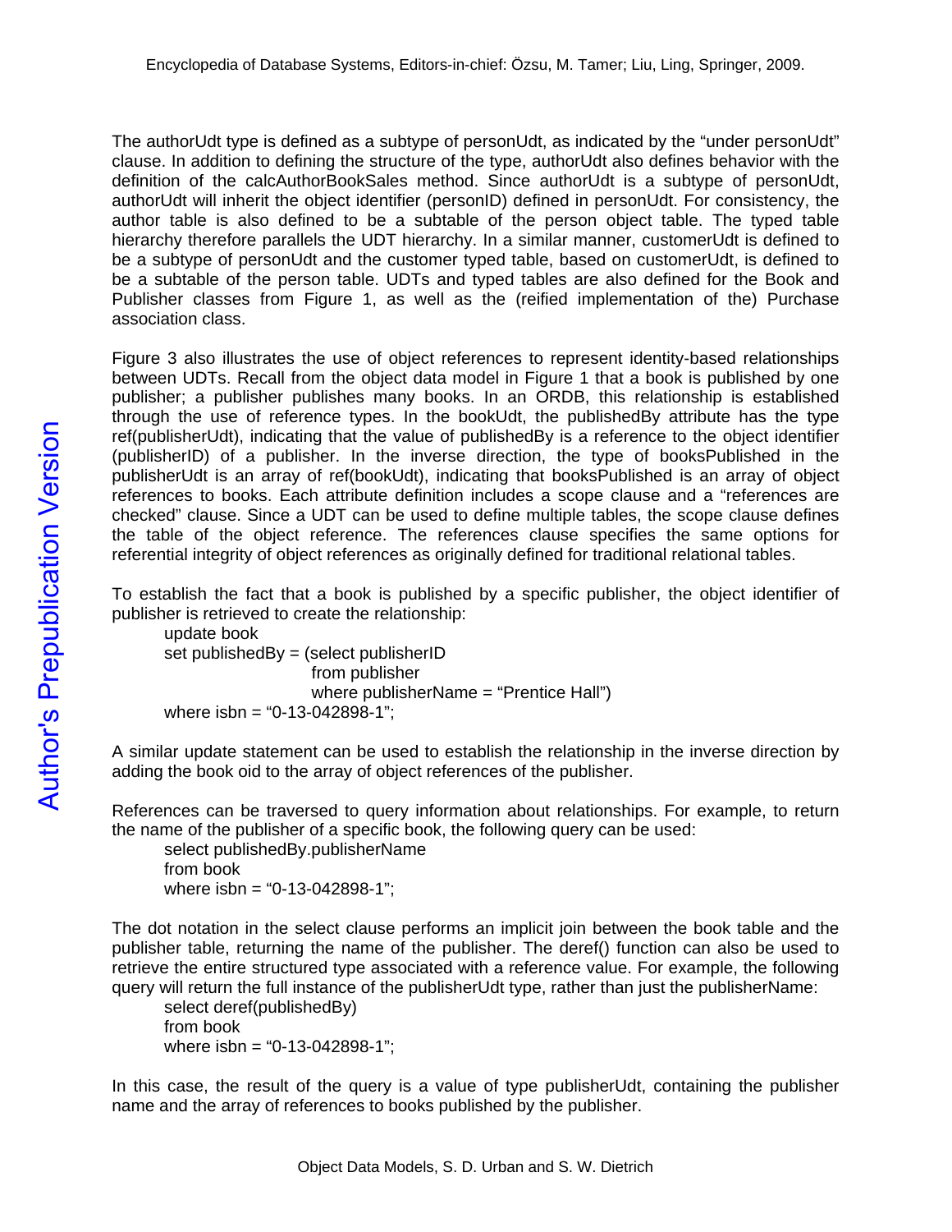The authorUdt type is defined as a subtype of personUdt, as indicated by the "under personUdt" clause. In addition to defining the structure of the type, authorUdt also defines behavior with the definition of the calcAuthorBookSales method. Since authorUdt is a subtype of personUdt, authorUdt will inherit the object identifier (personID) defined in personUdt. For consistency, the author table is also defined to be a subtable of the person object table. The typed table hierarchy therefore parallels the UDT hierarchy. In a similar manner, customerUdt is defined to be a subtype of personUdt and the customer typed table, based on customerUdt, is defined to be a subtable of the person table. UDTs and typed tables are also defined for the Book and Publisher classes from Figure 1, as well as the (reified implementation of the) Purchase association class.

Figure 3 also illustrates the use of object references to represent identity-based relationships between UDTs. Recall from the object data model in Figure 1 that a book is published by one publisher; a publisher publishes many books. In an ORDB, this relationship is established through the use of reference types. In the bookUdt, the publishedBy attribute has the type ref(publisherUdt), indicating that the value of publishedBy is a reference to the object identifier (publisherID) of a publisher. In the inverse direction, the type of booksPublished in the publisherUdt is an array of ref(bookUdt), indicating that booksPublished is an array of object references to books. Each attribute definition includes a scope clause and a "references are checked" clause. Since a UDT can be used to define multiple tables, the scope clause defines the table of the object reference. The references clause specifies the same options for referential integrity of object references as originally defined for traditional relational tables.

To establish the fact that a book is published by a specific publisher, the object identifier of publisher is retrieved to create the relationship:

```
update book
set publishedBy = (select publisherID
                   from publisher
                   where publisherName = "Prentice Hall")
where isbn = "0-13-042898-1";
```

A similar update statement can be used to establish the relationship in the inverse direction by adding the book oid to the array of object references of the publisher.

References can be traversed to query information about relationships. For example, to return the name of the publisher of a specific book, the following query can be used:

```
select publishedBy.publisherName
from book
where isbn = "0-13-042898-1";
```

The dot notation in the select clause performs an implicit join between the book table and the publisher table, returning the name of the publisher. The deref() function can also be used to retrieve the entire structured type associated with a reference value. For example, the following query will return the full instance of the publisherUdt type, rather than just the publisherName:

```
select deref(publishedBy)
from book
where isbn = "0-13-042898-1";
```

In this case, the result of the query is a value of type publisherUdt, containing the publisher name and the array of references to books published by the publisher.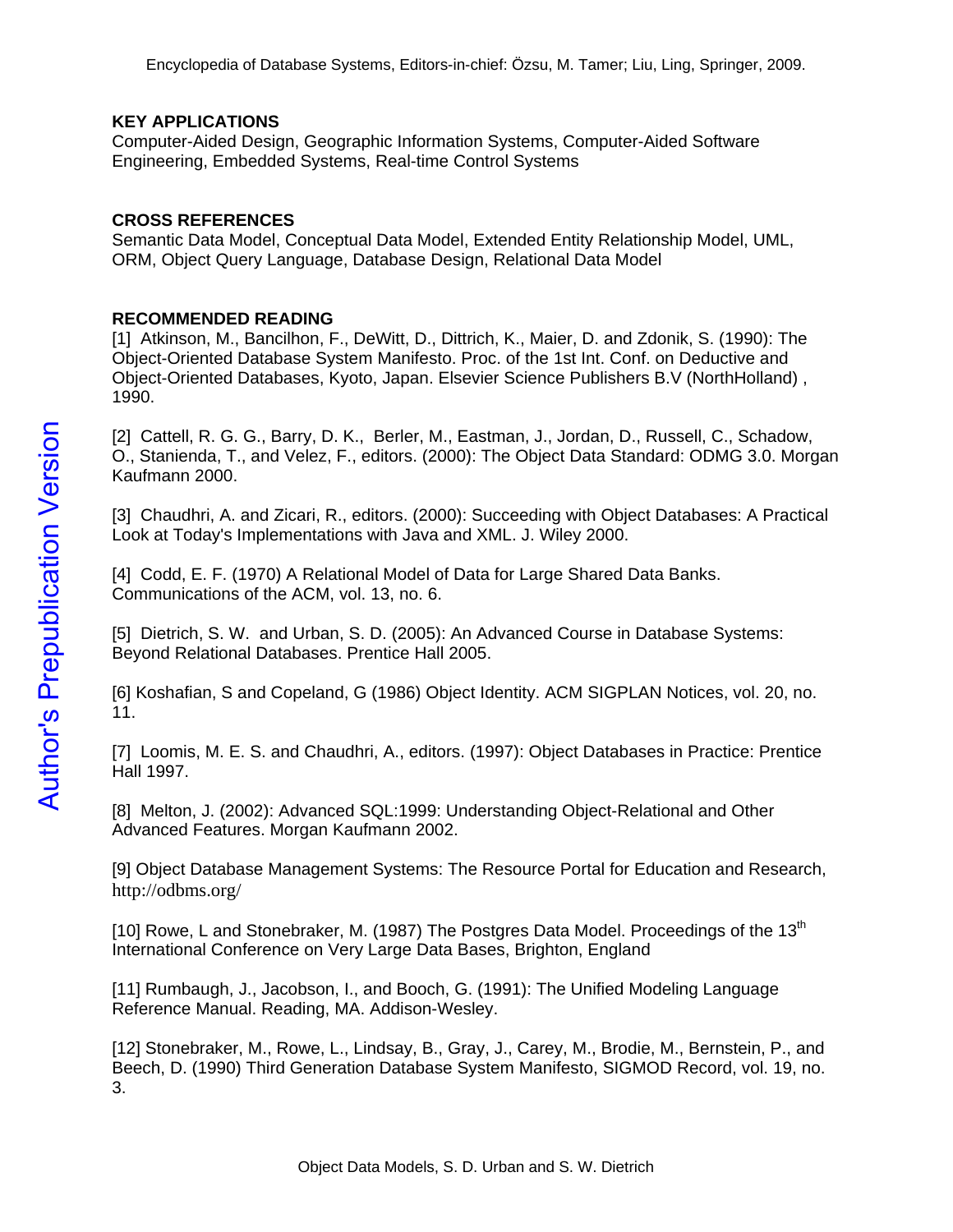## KEY APPLICATIONS

Computer-Aided Design, Geographic Information Systems, Computer-Aided Software Engineering, Embedded Systems, Real-time Control Systems

## CROSS REFERENCES

Semantic Data Model, Conceptual Data Model, Extended Entity Relationship Model, UML, ORM, Object Query Language, Database Design, Relational Data Model

## RECOMMENDED READING

[1] Atkinson, M., Bancilhon, F., DeWitt, D., Dittrich, K., Maier, D. and Zdonik, S. (1990): The Object-Oriented Database System Manifesto. Proc. of the 1st Int. Conf. on Deductive and Object-Oriented Databases, Kyoto, Japan. Elsevier Science Publishers B.V (NorthHolland) , 1990.

[2] Cattell, R. G. G., Barry, D. K., Berler, M., Eastman, J., Jordan, D., Russell, C., Schadow, O., Stanienda, T., and Velez, F., editors. (2000): The Object Data Standard: ODMG 3.0. Morgan Kaufmann 2000.

[3] Chaudhri, A. and Zicari, R., editors. (2000): Succeeding with Object Databases: A Practical Look at Today's Implementations with Java and XML. J. Wiley 2000.

[4] Codd, E. F. (1970) A Relational Model of Data for Large Shared Data Banks. Communications of the ACM, vol. 13, no. 6.

[5] Dietrich, S. W. and Urban, S. D. (2005): An Advanced Course in Database Systems: Beyond Relational Databases. Prentice Hall 2005.

[6] Koshafian, S and Copeland, G (1986) Object Identity. ACM SIGPLAN Notices, vol. 20, no. 11.

[7] Loomis, M. E. S. and Chaudhri, A., editors. (1997): Object Databases in Practice: Prentice Hall 1997.

[8] Melton, J. (2002): Advanced SQL:1999: Understanding Object-Relational and Other Advanced Features. Morgan Kaufmann 2002.

[9] Object Database Management Systems: The Resource Portal for Education and Research, http://odbms.org/

[10] Rowe, L and Stonebraker, M. (1987) The Postgres Data Model. Proceedings of the 13th International Conference on Very Large Data Bases, Brighton, England

[11] Rumbaugh, J., Jacobson, I., and Booch, G. (1991): The Unified Modeling Language Reference Manual. Reading, MA. Addison-Wesley.

[12] Stonebraker, M., Rowe, L., Lindsay, B., Gray, J., Carey, M., Brodie, M., Bernstein, P., and Beech, D. (1990) Third Generation Database System Manifesto, SIGMOD Record, vol. 19, no. 3.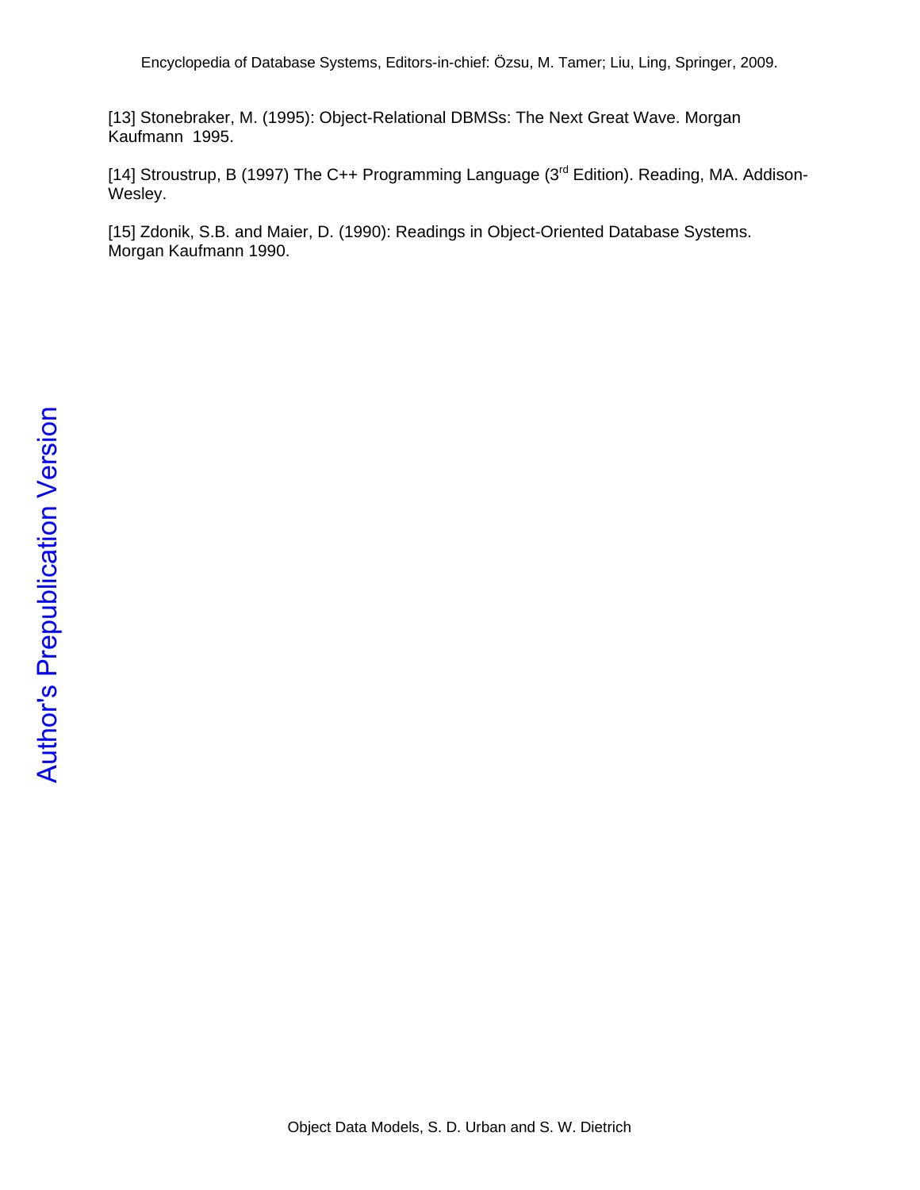[13] Stonebraker, M. (1995): Object-Relational DBMSs: The Next Great Wave. Morgan Kaufmann 1995.

[14] Stroustrup, B (1997) The C++ Programming Language (3rd Edition). Reading, MA. Addison-Wesley.

[15] Zdonik, S.B. and Maier, D. (1990): Readings in Object-Oriented Database Systems. Morgan Kaufmann 1990.